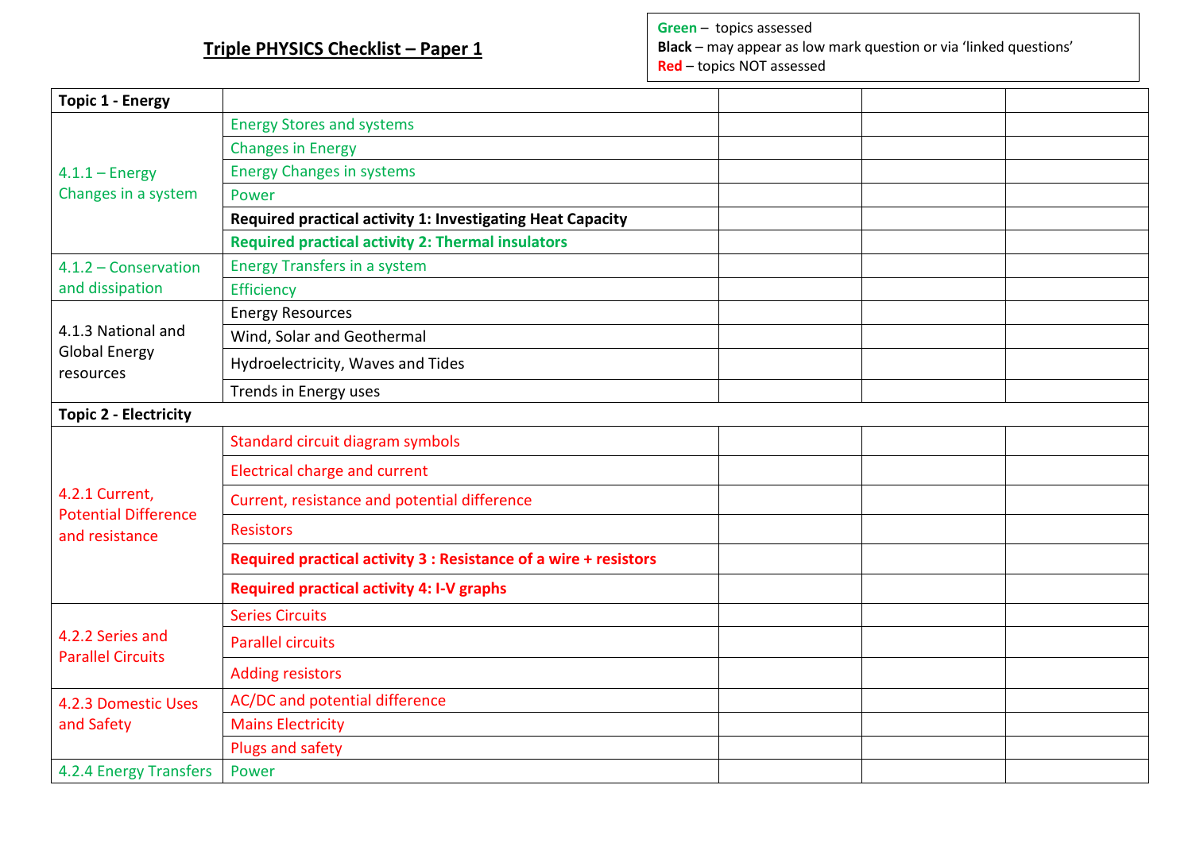# Triple PHYSICS Checklist – Paper 1

**Green** – topics assessed
**Black** – may appear as low mark question or via 'linked questions'
**Red** – topics NOT assessed

| **Topic 1 - Energy** | | | | |
|---|---|---|---|---|
| 4.1.1 – Energy Changes in a system | Energy Stores and systems | | | |
| | Changes in Energy | | | |
| | Energy Changes in systems | | | |
| | Power | | | |
| | **Required practical activity 1: Investigating Heat Capacity** | | | |
| | **Required practical activity 2: Thermal insulators** | | | |
| 4.1.2 – Conservation and dissipation | Energy Transfers in a system | | | |
| | Efficiency | | | |
| 4.1.3 National and Global Energy resources | Energy Resources | | | |
| | Wind, Solar and Geothermal | | | |
| | Hydroelectricity, Waves and Tides | | | |
| | Trends in Energy uses | | | |
| **Topic 2 - Electricity** | | | | |
| 4.2.1 Current, Potential Difference and resistance | Standard circuit diagram symbols | | | |
| | Electrical charge and current | | | |
| | Current, resistance and potential difference | | | |
| | Resistors | | | |
| | **Required practical activity 3 : Resistance of a wire + resistors** | | | |
| | **Required practical activity 4: I-V graphs** | | | |
| 4.2.2 Series and Parallel Circuits | Series Circuits | | | |
| | Parallel circuits | | | |
| | Adding resistors | | | |
| 4.2.3 Domestic Uses and Safety | AC/DC and potential difference | | | |
| | Mains Electricity | | | |
| | Plugs and safety | | | |
| 4.2.4 Energy Transfers | Power | | | |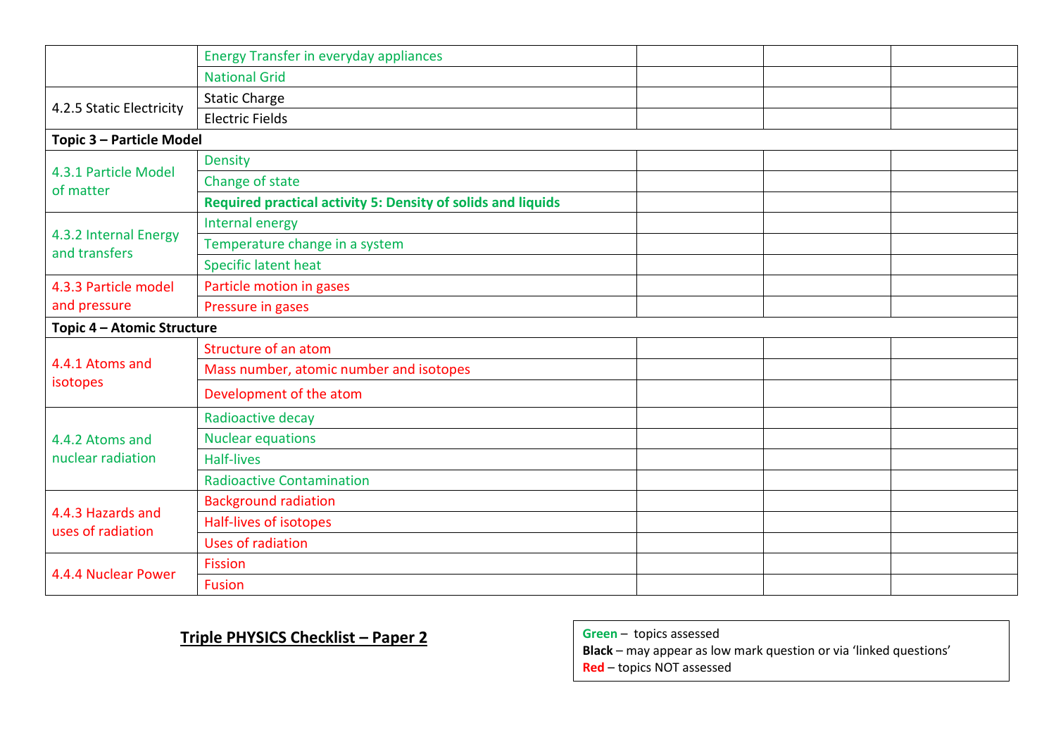| | | | | |
|---|---|---|---|---|
| | Energy Transfer in everyday appliances | | | |
| | National Grid | | | |
| 4.2.5 Static Electricity | Static Charge | | | |
| | Electric Fields | | | |
| **Topic 3 – Particle Model** | | | | |
| 4.3.1 Particle Model of matter | Density | | | |
| | Change of state | | | |
| | **Required practical activity 5: Density of solids and liquids** | | | |
| 4.3.2 Internal Energy and transfers | Internal energy | | | |
| | Temperature change in a system | | | |
| | Specific latent heat | | | |
| 4.3.3 Particle model and pressure | Particle motion in gases | | | |
| | Pressure in gases | | | |
| **Topic 4 – Atomic Structure** | | | | |
| 4.4.1 Atoms and isotopes | Structure of an atom | | | |
| | Mass number, atomic number and isotopes | | | |
| | Development of the atom | | | |
| 4.4.2 Atoms and nuclear radiation | Radioactive decay | | | |
| | Nuclear equations | | | |
| | Half-lives | | | |
| | Radioactive Contamination | | | |
| 4.4.3 Hazards and uses of radiation | Background radiation | | | |
| | Half-lives of isotopes | | | |
| | Uses of radiation | | | |
| 4.4.4 Nuclear Power | Fission | | | |
| | Fusion | | | |

## Triple PHYSICS Checklist – Paper 2

**Green** – topics assessed
**Black** – may appear as low mark question or via 'linked questions'
**Red** – topics NOT assessed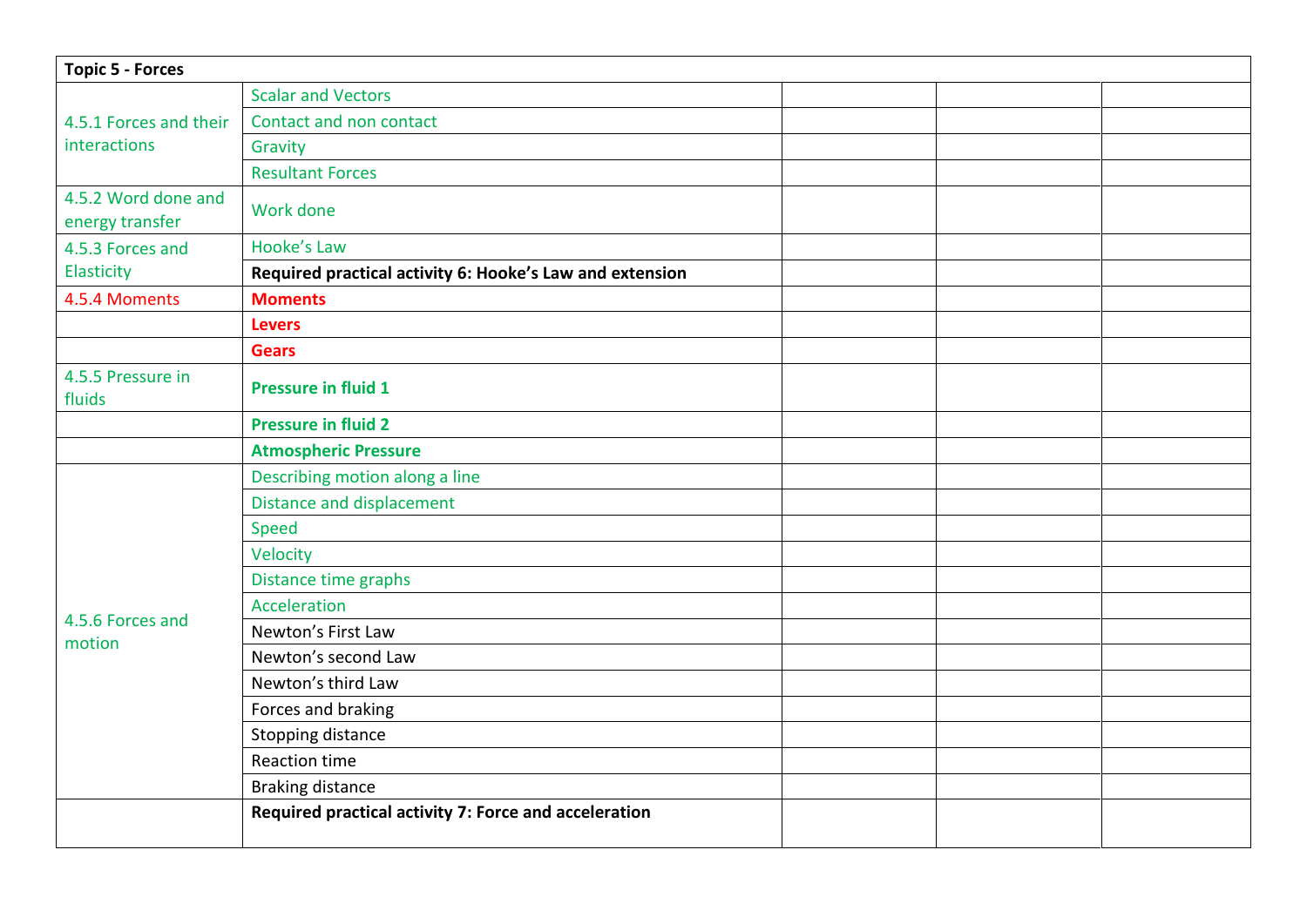| Topic 5 - Forces | | | | |
|---|---|---|---|---|
| 4.5.1 Forces and their interactions | Scalar and Vectors | | | |
| | Contact and non contact | | | |
| | Gravity | | | |
| | Resultant Forces | | | |
| 4.5.2 Word done and energy transfer | Work done | | | |
| 4.5.3 Forces and Elasticity | Hooke's Law | | | |
| | **Required practical activity 6: Hooke's Law and extension** | | | |
| 4.5.4 Moments | **Moments** | | | |
| | **Levers** | | | |
| | **Gears** | | | |
| 4.5.5 Pressure in fluids | **Pressure in fluid 1** | | | |
| | **Pressure in fluid 2** | | | |
| | **Atmospheric Pressure** | | | |
| 4.5.6 Forces and motion | Describing motion along a line | | | |
| | Distance and displacement | | | |
| | Speed | | | |
| | Velocity | | | |
| | Distance time graphs | | | |
| | Acceleration | | | |
| | Newton's First Law | | | |
| | Newton's second Law | | | |
| | Newton's third Law | | | |
| | Forces and braking | | | |
| | Stopping distance | | | |
| | Reaction time | | | |
| | Braking distance | | | |
| | **Required practical activity 7: Force and acceleration** | | | |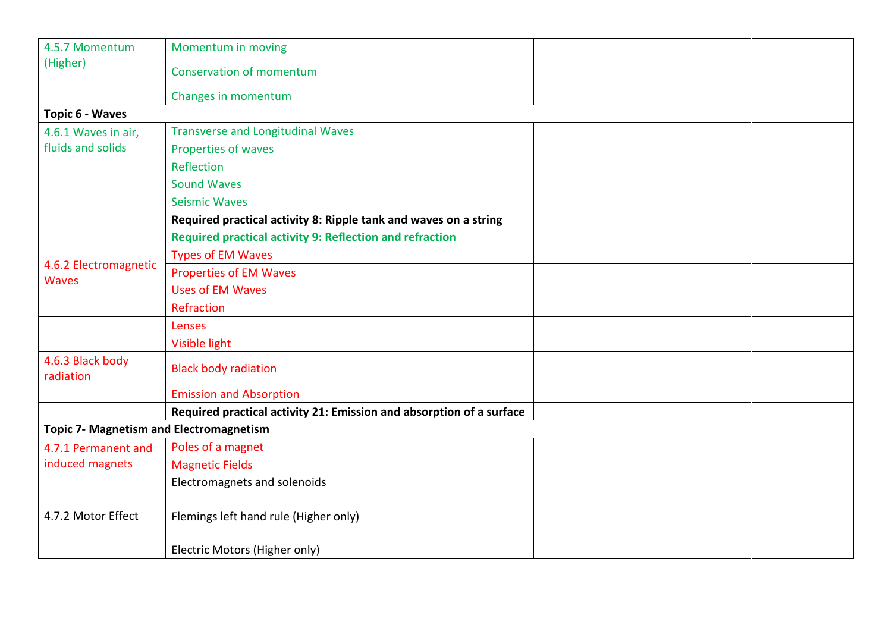| | | | | |
|---|---|---|---|---|
| 4.5.7 Momentum (Higher) | Momentum in moving | | | |
| | Conservation of momentum | | | |
| | Changes in momentum | | | |
| **Topic 6 - Waves** | | | | |
| 4.6.1 Waves in air, fluids and solids | Transverse and Longitudinal Waves | | | |
| | Properties of waves | | | |
| | Reflection | | | |
| | Sound Waves | | | |
| | Seismic Waves | | | |
| | **Required practical activity 8: Ripple tank and waves on a string** | | | |
| | **Required practical activity 9: Reflection and refraction** | | | |
| 4.6.2 Electromagnetic Waves | Types of EM Waves | | | |
| | Properties of EM Waves | | | |
| | Uses of EM Waves | | | |
| | Refraction | | | |
| | Lenses | | | |
| | Visible light | | | |
| 4.6.3 Black body radiation | Black body radiation | | | |
| | Emission and Absorption | | | |
| | **Required practical activity 21: Emission and absorption of a surface** | | | |
| **Topic 7- Magnetism and Electromagnetism** | | | | |
| 4.7.1 Permanent and induced magnets | Poles of a magnet | | | |
| | Magnetic Fields | | | |
| 4.7.2 Motor Effect | Electromagnets and solenoids | | | |
| | Flemings left hand rule (Higher only) | | | |
| | Electric Motors (Higher only) | | | |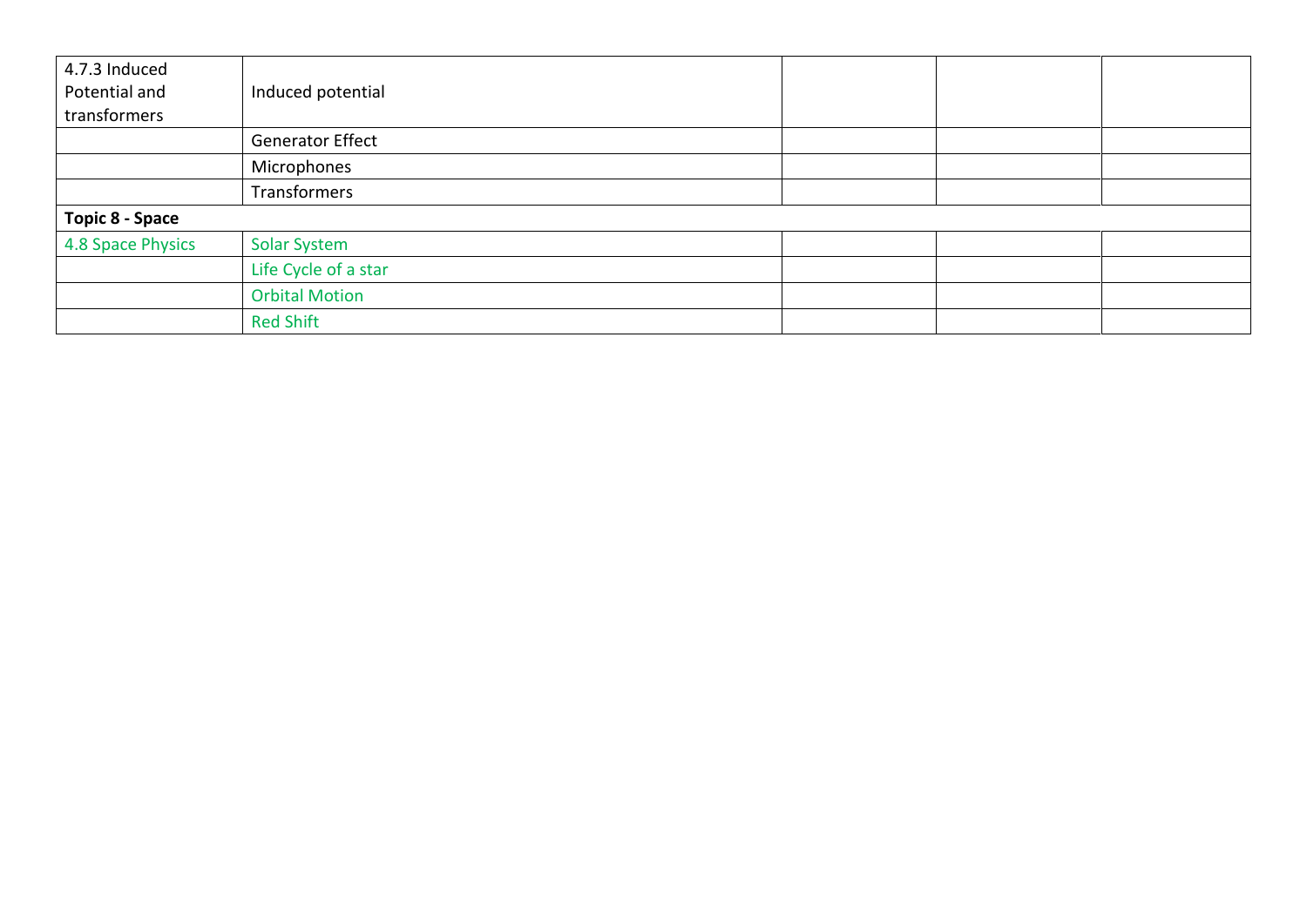| | | | | |
|---|---|---|---|---|
| 4.7.3 Induced Potential and transformers | Induced potential | | | |
| | Generator Effect | | | |
| | Microphones | | | |
| | Transformers | | | |
| **Topic 8 - Space** | | | | |
| 4.8 Space Physics | Solar System | | | |
| | Life Cycle of a star | | | |
| | Orbital Motion | | | |
| | Red Shift | | | |